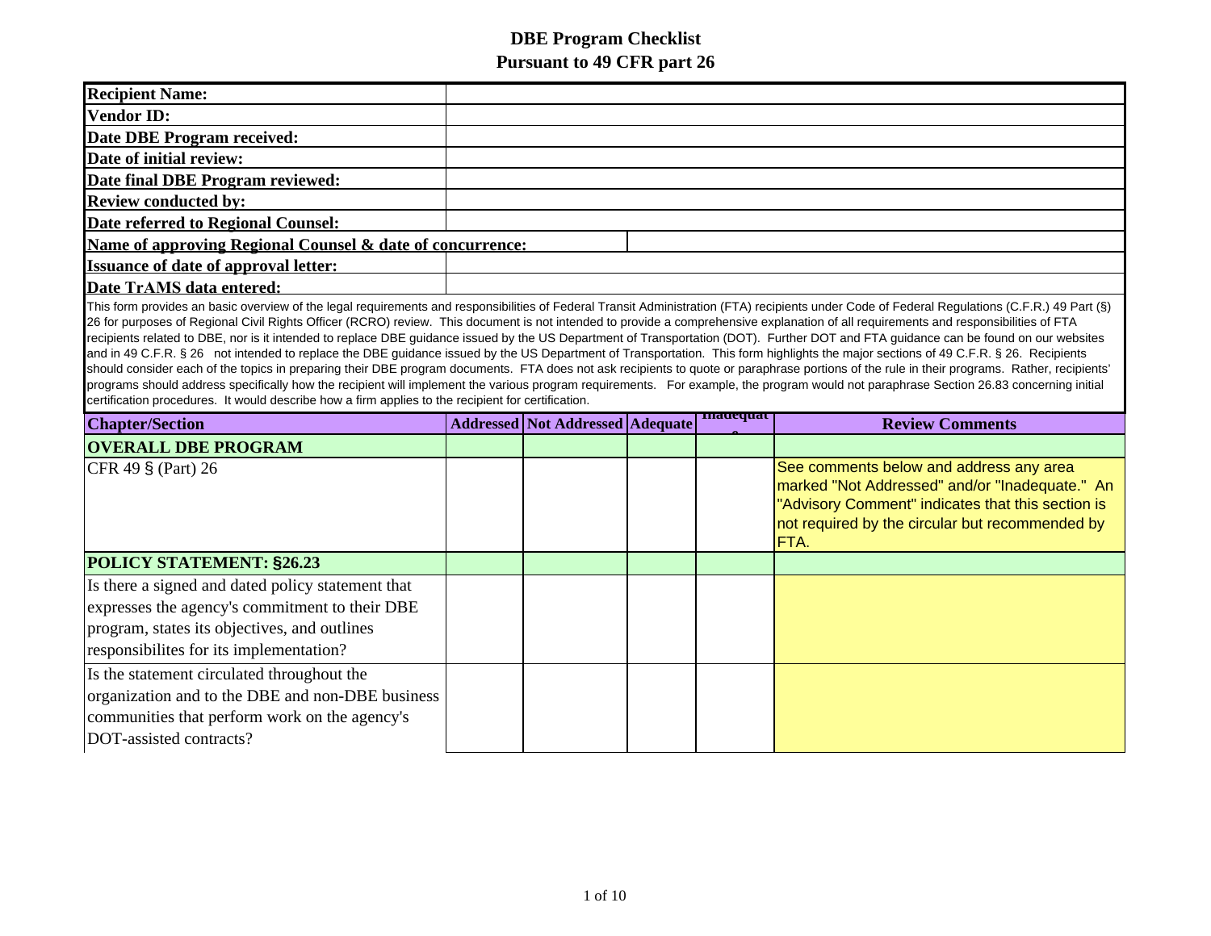# DBE Program Checklist
# Pursuant to 49 CFR part 26

| | |
|---|---|
| **Recipient Name:** | |
| **Vendor ID:** | |
| **Date DBE Program received:** | |
| **Date of initial review:** | |
| **Date final DBE Program reviewed:** | |
| **Review conducted by:** | |
| **Date referred to Regional Counsel:** | |
| **Name of approving Regional Counsel & date of concurrence:** | |
| **Issuance of date of approval letter:** | |
| **Date TrAMS data entered:** | |

This form provides an basic overview of the legal requirements and responsibilities of Federal Transit Administration (FTA) recipients under Code of Federal Regulations (C.F.R.) 49 Part (§) 26 for purposes of Regional Civil Rights Officer (RCRO) review. This document is not intended to provide a comprehensive explanation of all requirements and responsibilities of FTA recipients related to DBE, nor is it intended to replace DBE guidance issued by the US Department of Transportation (DOT). Further DOT and FTA guidance can be found on our websites and in 49 C.F.R. § 26 not intended to replace the DBE guidance issued by the US Department of Transportation. This form highlights the major sections of 49 C.F.R. § 26. Recipients should consider each of the topics in preparing their DBE program documents. FTA does not ask recipients to quote or paraphrase portions of the rule in their programs. Rather, recipients' programs should address specifically how the recipient will implement the various program requirements. For example, the program would not paraphrase Section 26.83 concerning initial certification procedures. It would describe how a firm applies to the recipient for certification.

| Chapter/Section | Addressed | Not Addressed | Adequate | Inadequate | Review Comments |
|---|---|---|---|---|---|
| **OVERALL DBE PROGRAM** | | | | | |
| CFR 49 § (Part) 26 | | | | | See comments below and address any area marked "Not Addressed" and/or "Inadequate." An "Advisory Comment" indicates that this section is not required by the circular but recommended by FTA. |
| **POLICY STATEMENT: §26.23** | | | | | |
| Is there a signed and dated policy statement that expresses the agency's commitment to their DBE program, states its objectives, and outlines responsibilites for its implementation? | | | | | |
| Is the statement circulated throughout the organization and to the DBE and non-DBE business communities that perform work on the agency's DOT-assisted contracts? | | | | | |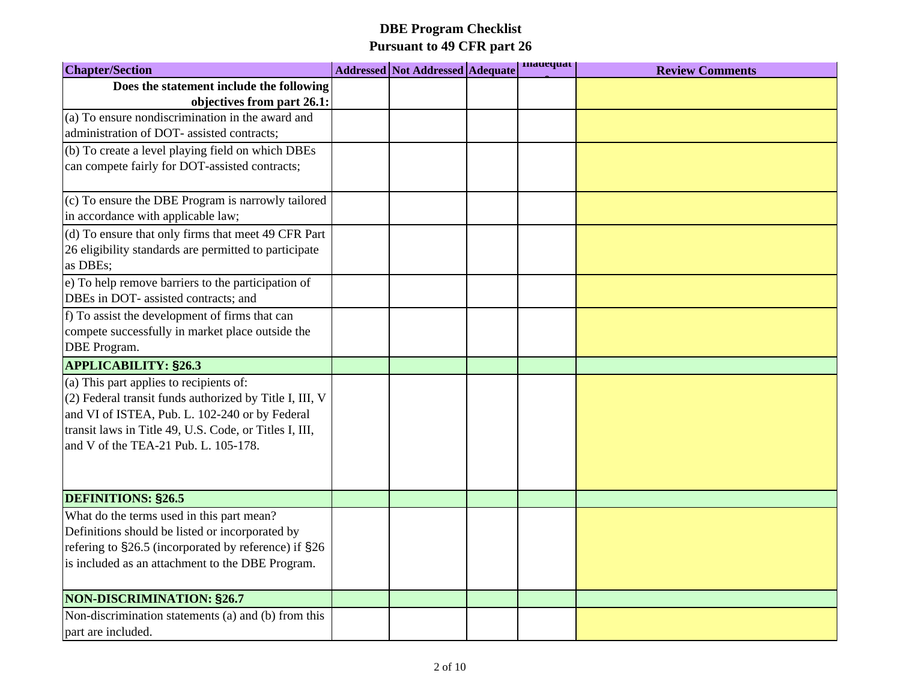# DBE Program Checklist
## Pursuant to 49 CFR part 26

| Chapter/Section | Addressed | Not Addressed | Adequate | Inadequate | Review Comments |
|---|---|---|---|---|---|
| **Does the statement include the following objectives from part 26.1:** | | | | | |
| (a) To ensure nondiscrimination in the award and administration of DOT- assisted contracts; | | | | | |
| (b) To create a level playing field on which DBEs can compete fairly for DOT-assisted contracts; | | | | | |
| (c) To ensure the DBE Program is narrowly tailored in accordance with applicable law; | | | | | |
| (d) To ensure that only firms that meet 49 CFR Part 26 eligibility standards are permitted to participate as DBEs; | | | | | |
| e) To help remove barriers to the participation of DBEs in DOT- assisted contracts; and | | | | | |
| f) To assist the development of firms that can compete successfully in market place outside the DBE Program. | | | | | |
| **APPLICABILITY: §26.3** | | | | | |
| (a) This part applies to recipients of:<br>(2) Federal transit funds authorized by Title I, III, V and VI of ISTEA, Pub. L. 102-240 or by Federal transit laws in Title 49, U.S. Code, or Titles I, III, and V of the TEA-21 Pub. L. 105-178. | | | | | |
| **DEFINITIONS: §26.5** | | | | | |
| What do the terms used in this part mean? Definitions should be listed or incorporated by refering to §26.5 (incorporated by reference) if §26 is included as an attachment to the DBE Program. | | | | | |
| **NON-DISCRIMINATION: §26.7** | | | | | |
| Non-discrimination statements (a) and (b) from this part are included. | | | | | |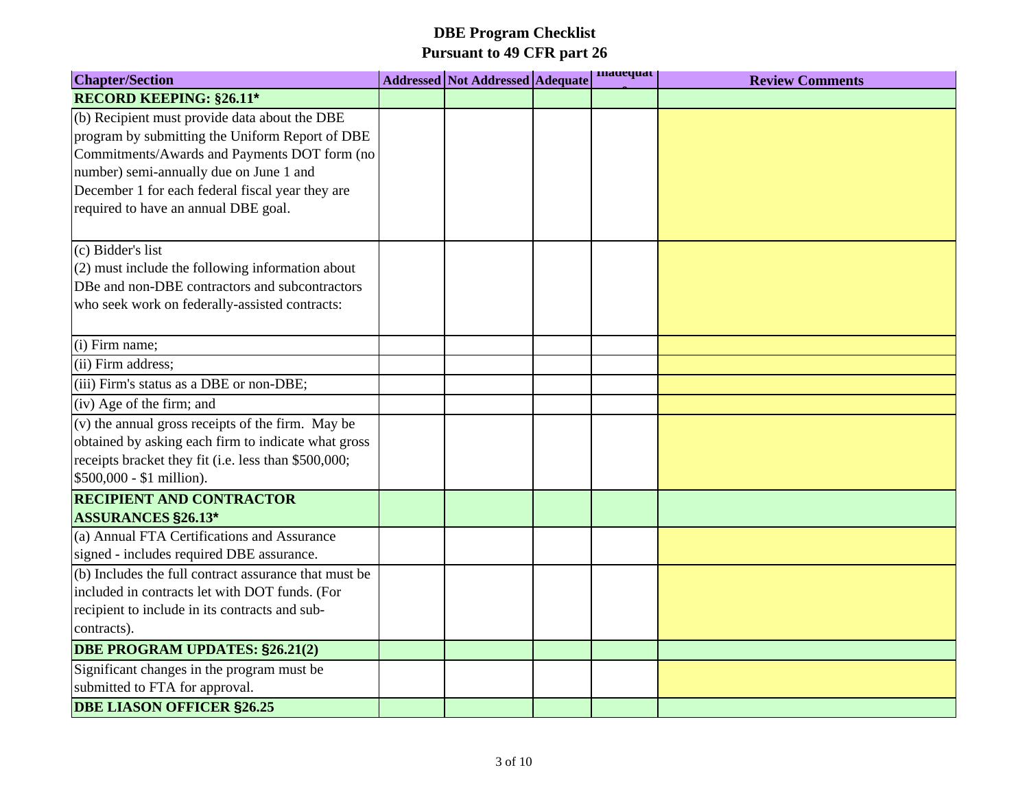# DBE Program Checklist
## Pursuant to 49 CFR part 26

| Chapter/Section | Addressed | Not Addressed | Adequate | Inadequate | Review Comments |
|---|---|---|---|---|---|
| **RECORD KEEPING: §26.11*** | | | | | |
| (b) Recipient must provide data about the DBE program by submitting the Uniform Report of DBE Commitments/Awards and Payments DOT form (no number) semi-annually due on June 1 and December 1 for each federal fiscal year they are required to have an annual DBE goal. | | | | | |
| (c) Bidder's list<br>(2) must include the following information about DBe and non-DBE contractors and subcontractors who seek work on federally-assisted contracts: | | | | | |
| (i) Firm name; | | | | | |
| (ii) Firm address; | | | | | |
| (iii) Firm's status as a DBE or non-DBE; | | | | | |
| (iv) Age of the firm; and | | | | | |
| (v) the annual gross receipts of the firm. May be obtained by asking each firm to indicate what gross receipts bracket they fit (i.e. less than $500,000; $500,000 - $1 million). | | | | | |
| **RECIPIENT AND CONTRACTOR ASSURANCES §26.13*** | | | | | |
| (a) Annual FTA Certifications and Assurance signed - includes required DBE assurance. | | | | | |
| (b) Includes the full contract assurance that must be included in contracts let with DOT funds. (For recipient to include in its contracts and sub-contracts). | | | | | |
| **DBE PROGRAM UPDATES: §26.21(2)** | | | | | |
| Significant changes in the program must be submitted to FTA for approval. | | | | | |
| **DBE LIASON OFFICER §26.25** | | | | | |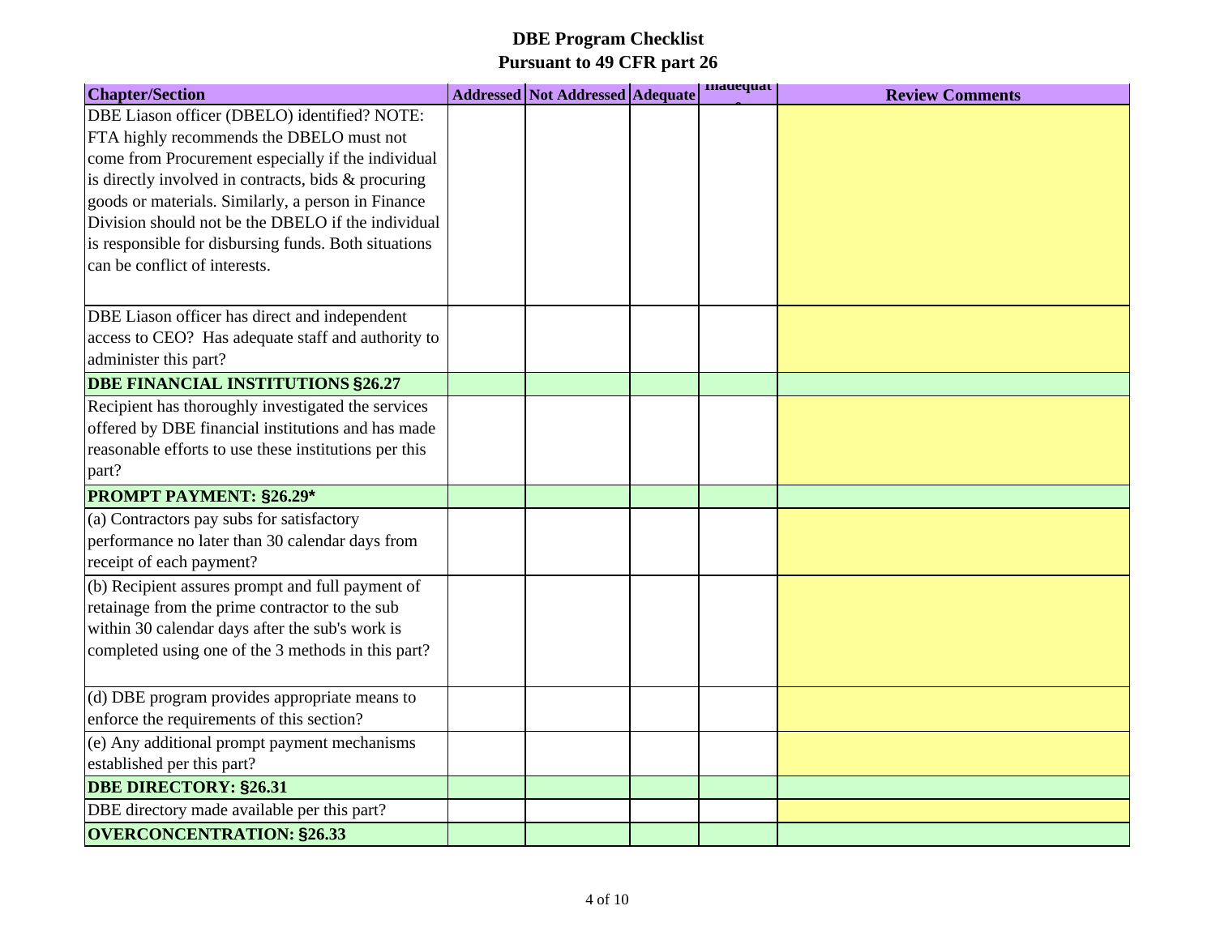# DBE Program Checklist
## Pursuant to 49 CFR part 26

| Chapter/Section | Addressed | Not Addressed | Adequate | Inadequate | Review Comments |
|---|---|---|---|---|---|
| DBE Liason officer (DBELO) identified? NOTE: FTA highly recommends the DBELO must not come from Procurement especially if the individual is directly involved in contracts, bids & procuring goods or materials. Similarly, a person in Finance Division should not be the DBELO if the individual is responsible for disbursing funds. Both situations can be conflict of interests. | | | | | |
| DBE Liason officer has direct and independent access to CEO? Has adequate staff and authority to administer this part? | | | | | |
| **DBE FINANCIAL INSTITUTIONS §26.27** | | | | | |
| Recipient has thoroughly investigated the services offered by DBE financial institutions and has made reasonable efforts to use these institutions per this part? | | | | | |
| **PROMPT PAYMENT: §26.29*** | | | | | |
| (a) Contractors pay subs for satisfactory performance no later than 30 calendar days from receipt of each payment? | | | | | |
| (b) Recipient assures prompt and full payment of retainage from the prime contractor to the sub within 30 calendar days after the sub's work is completed using one of the 3 methods in this part? | | | | | |
| (d) DBE program provides appropriate means to enforce the requirements of this section? | | | | | |
| (e) Any additional prompt payment mechanisms established per this part? | | | | | |
| **DBE DIRECTORY: §26.31** | | | | | |
| DBE directory made available per this part? | | | | | |
| **OVERCONCENTRATION: §26.33** | | | | | |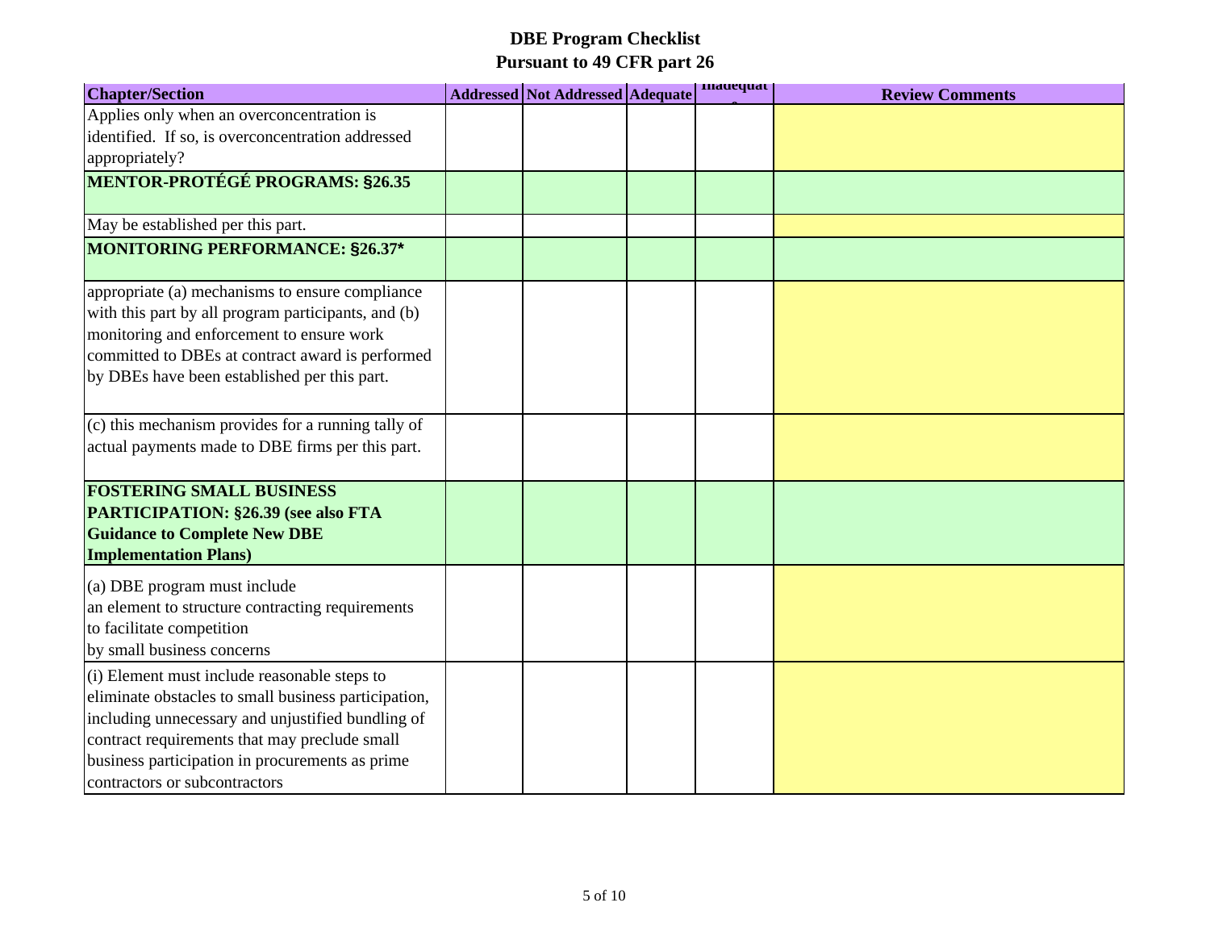# DBE Program Checklist
## Pursuant to 49 CFR part 26

| Chapter/Section | Addressed | Not Addressed | Adequate | Inadequate | Review Comments |
|---|---|---|---|---|---|
| Applies only when an overconcentration is identified. If so, is overconcentration addressed appropriately? | | | | | |
| **MENTOR-PROTÉGÉ PROGRAMS: §26.35** | | | | | |
| May be established per this part. | | | | | |
| **MONITORING PERFORMANCE: §26.37*** | | | | | |
| appropriate (a) mechanisms to ensure compliance with this part by all program participants, and (b) monitoring and enforcement to ensure work committed to DBEs at contract award is performed by DBEs have been established per this part. | | | | | |
| (c) this mechanism provides for a running tally of actual payments made to DBE firms per this part. | | | | | |
| **FOSTERING SMALL BUSINESS PARTICIPATION: §26.39 (see also FTA Guidance to Complete New DBE Implementation Plans)** | | | | | |
| (a) DBE program must include an element to structure contracting requirements to facilitate competition by small business concerns | | | | | |
| (i) Element must include reasonable steps to eliminate obstacles to small business participation, including unnecessary and unjustified bundling of contract requirements that may preclude small business participation in procurements as prime contractors or subcontractors | | | | | |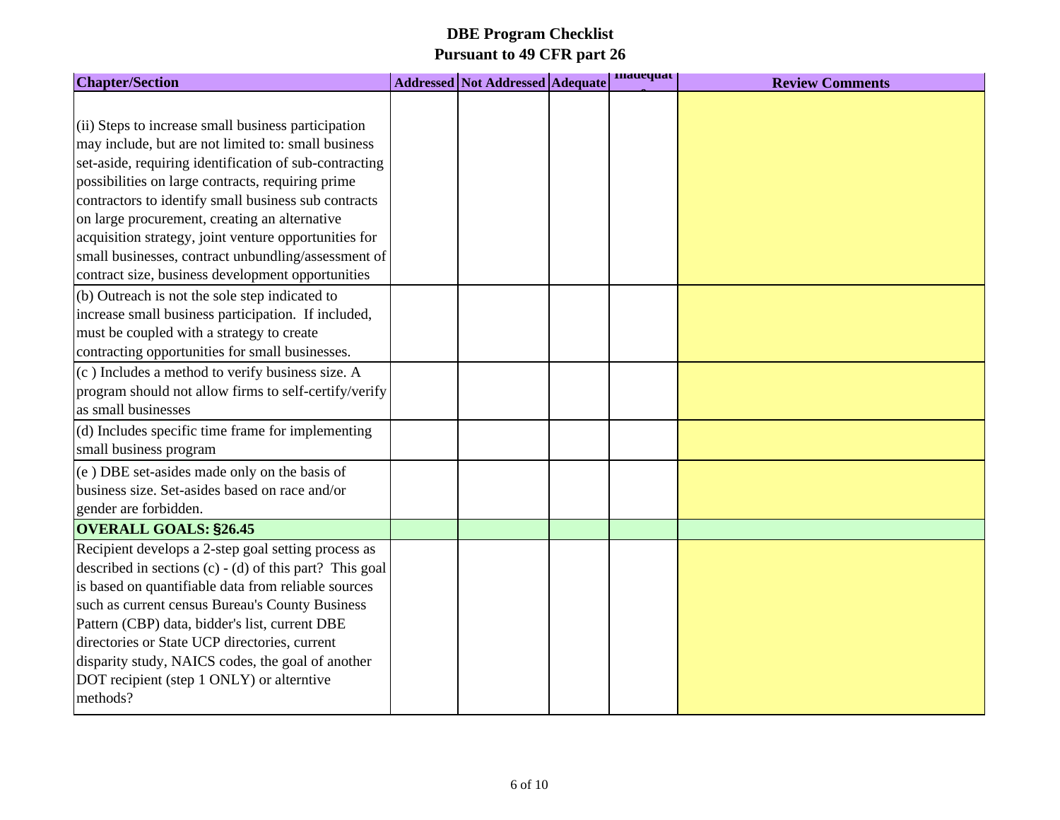# DBE Program Checklist
## Pursuant to 49 CFR part 26

| Chapter/Section | Addressed | Not Addressed | Adequate | Inadequate | Review Comments |
|---|---|---|---|---|---|
| (ii) Steps to increase small business participation may include, but are not limited to: small business set-aside, requiring identification of sub-contracting possibilities on large contracts, requiring prime contractors to identify small business sub contracts on large procurement, creating an alternative acquisition strategy, joint venture opportunities for small businesses, contract unbundling/assessment of contract size, business development opportunities | | | | | |
| (b) Outreach is not the sole step indicated to increase small business participation. If included, must be coupled with a strategy to create contracting opportunities for small businesses. | | | | | |
| (c ) Includes a method to verify business size. A program should not allow firms to self-certify/verify as small businesses | | | | | |
| (d) Includes specific time frame for implementing small business program | | | | | |
| (e ) DBE set-asides made only on the basis of business size. Set-asides based on race and/or gender are forbidden. | | | | | |
| **OVERALL GOALS: §26.45** | | | | | |
| Recipient develops a 2-step goal setting process as described in sections (c) - (d) of this part? This goal is based on quantifiable data from reliable sources such as current census Bureau's County Business Pattern (CBP) data, bidder's list, current DBE directories or State UCP directories, current disparity study, NAICS codes, the goal of another DOT recipient (step 1 ONLY) or alterntive methods? | | | | | |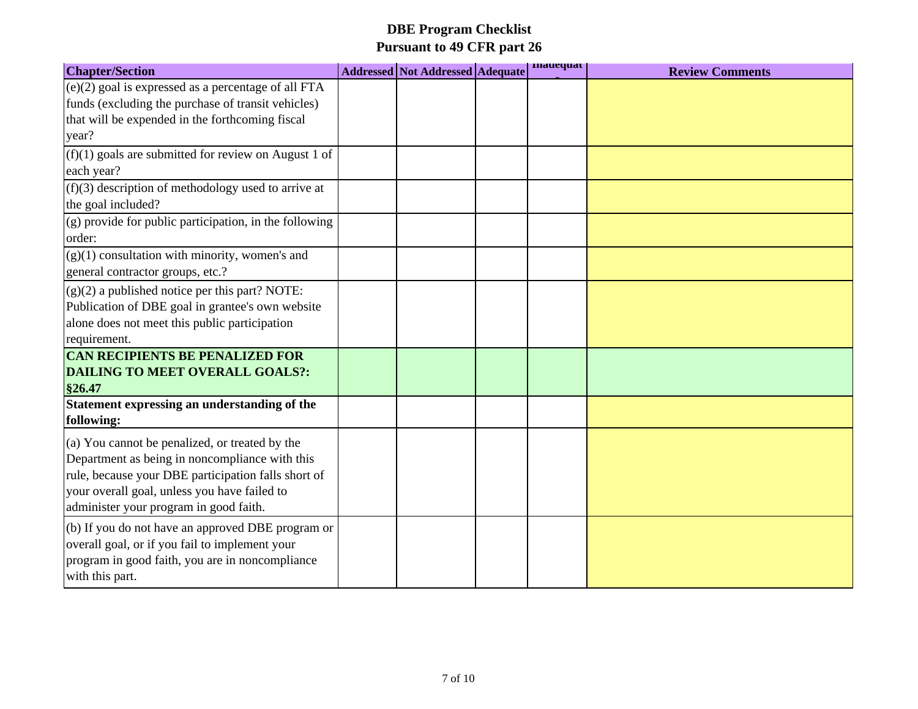# DBE Program Checklist
## Pursuant to 49 CFR part 26

| Chapter/Section | Addressed | Not Addressed | Adequate | Inadequate | Review Comments |
|---|---|---|---|---|---|
| (e)(2) goal is expressed as a percentage of all FTA funds (excluding the purchase of transit vehicles) that will be expended in the forthcoming fiscal year? | | | | | |
| (f)(1) goals are submitted for review on August 1 of each year? | | | | | |
| (f)(3) description of methodology used to arrive at the goal included? | | | | | |
| (g) provide for public participation, in the following order: | | | | | |
| (g)(1) consultation with minority, women's and general contractor groups, etc.? | | | | | |
| (g)(2) a published notice per this part? NOTE: Publication of DBE goal in grantee's own website alone does not meet this public participation requirement. | | | | | |
| **CAN RECIPIENTS BE PENALIZED FOR DAILING TO MEET OVERALL GOALS?: §26.47** | | | | | |
| **Statement expressing an understanding of the following:** | | | | | |
| (a) You cannot be penalized, or treated by the Department as being in noncompliance with this rule, because your DBE participation falls short of your overall goal, unless you have failed to administer your program in good faith. | | | | | |
| (b) If you do not have an approved DBE program or overall goal, or if you fail to implement your program in good faith, you are in noncompliance with this part. | | | | | |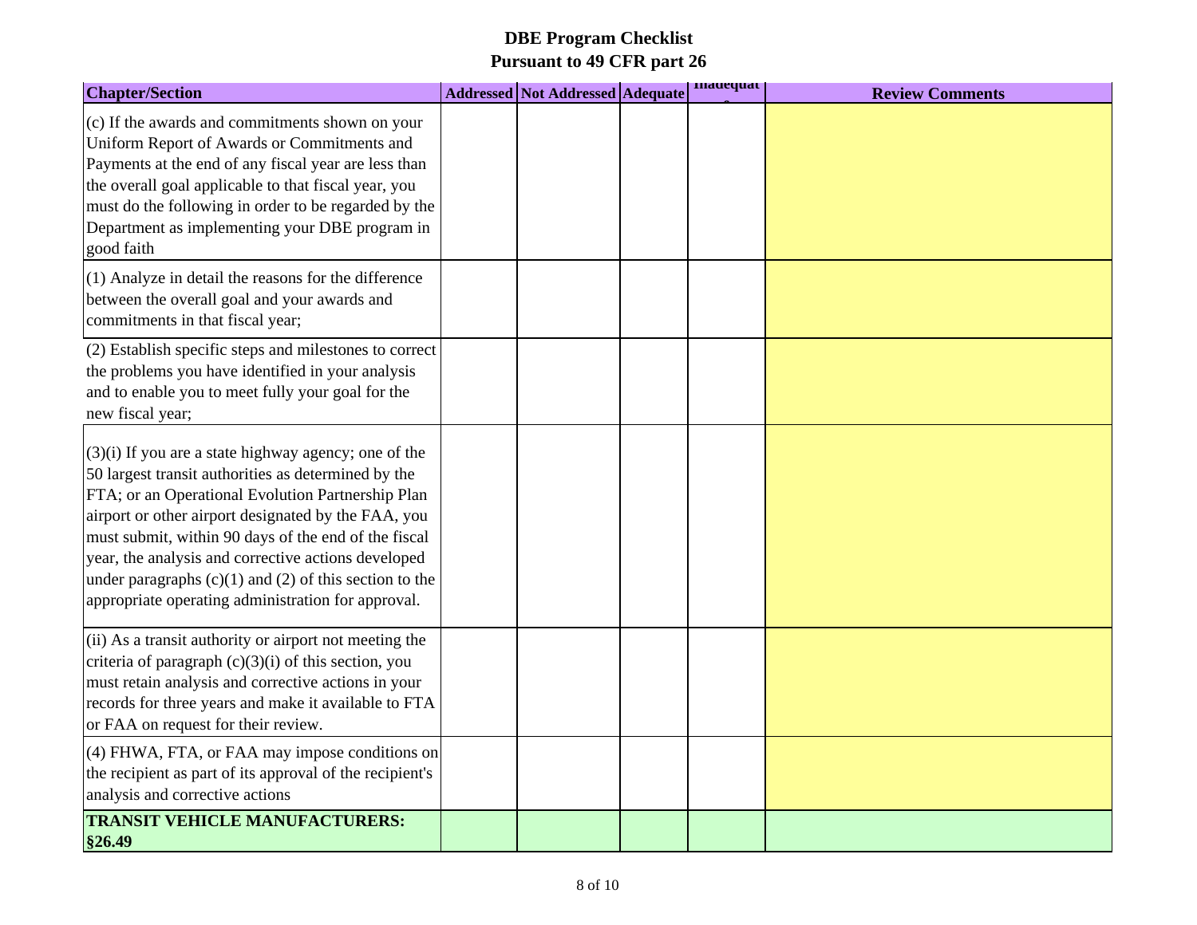# DBE Program Checklist
## Pursuant to 49 CFR part 26

| Chapter/Section | Addressed | Not Addressed | Adequate | Inadequate | Review Comments |
|---|---|---|---|---|---|
| (c) If the awards and commitments shown on your Uniform Report of Awards or Commitments and Payments at the end of any fiscal year are less than the overall goal applicable to that fiscal year, you must do the following in order to be regarded by the Department as implementing your DBE program in good faith | | | | | |
| (1) Analyze in detail the reasons for the difference between the overall goal and your awards and commitments in that fiscal year; | | | | | |
| (2) Establish specific steps and milestones to correct the problems you have identified in your analysis and to enable you to meet fully your goal for the new fiscal year; | | | | | |
| (3)(i) If you are a state highway agency; one of the 50 largest transit authorities as determined by the FTA; or an Operational Evolution Partnership Plan airport or other airport designated by the FAA, you must submit, within 90 days of the end of the fiscal year, the analysis and corrective actions developed under paragraphs (c)(1) and (2) of this section to the appropriate operating administration for approval. | | | | | |
| (ii) As a transit authority or airport not meeting the criteria of paragraph (c)(3)(i) of this section, you must retain analysis and corrective actions in your records for three years and make it available to FTA or FAA on request for their review. | | | | | |
| (4) FHWA, FTA, or FAA may impose conditions on the recipient as part of its approval of the recipient's analysis and corrective actions | | | | | |
| **TRANSIT VEHICLE MANUFACTURERS: §26.49** | | | | | |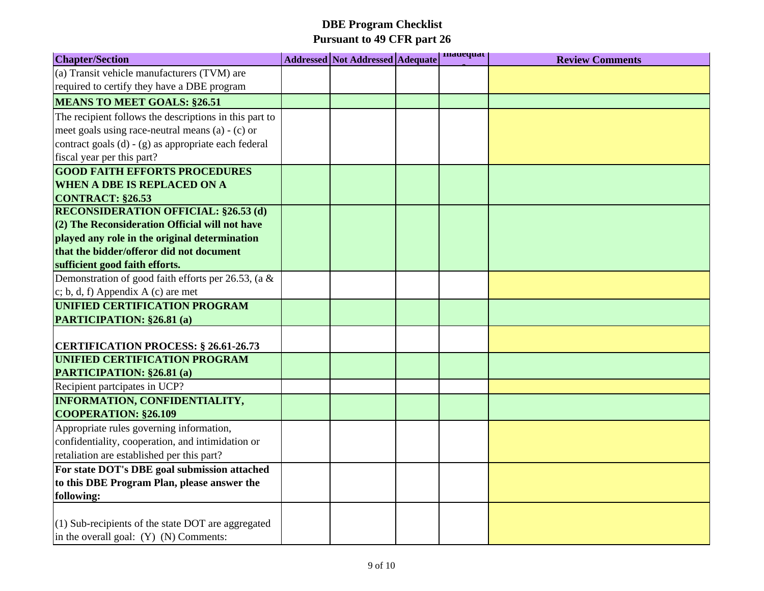# DBE Program Checklist
## Pursuant to 49 CFR part 26

| Chapter/Section | Addressed | Not Addressed | Adequate | Inadequate | Review Comments |
|---|---|---|---|---|---|
| (a) Transit vehicle manufacturers (TVM) are required to certify they have a DBE program | | | | | |
| **MEANS TO MEET GOALS: §26.51** | | | | | |
| The recipient follows the descriptions in this part to meet goals using race-neutral means (a) - (c) or contract goals (d) - (g) as appropriate each federal fiscal year per this part? | | | | | |
| **GOOD FAITH EFFORTS PROCEDURES WHEN A DBE IS REPLACED ON A CONTRACT: §26.53** | | | | | |
| **RECONSIDERATION OFFICIAL: §26.53 (d) (2) The Reconsideration Official will not have played any role in the original determination that the bidder/offeror did not document sufficient good faith efforts.** | | | | | |
| Demonstration of good faith efforts per 26.53, (a & c; b, d, f) Appendix A (c) are met | | | | | |
| **UNIFIED CERTIFICATION PROGRAM PARTICIPATION: §26.81 (a)** | | | | | |
| **CERTIFICATION PROCESS: § 26.61-26.73** | | | | | |
| **UNIFIED CERTIFICATION PROGRAM PARTICIPATION: §26.81 (a)** | | | | | |
| Recipient partcipates in UCP? | | | | | |
| **INFORMATION, CONFIDENTIALITY, COOPERATION: §26.109** | | | | | |
| Appropriate rules governing information, confidentiality, cooperation, and intimidation or retaliation are established per this part? | | | | | |
| **For state DOT's DBE goal submission attached to this DBE Program Plan, please answer the following:** | | | | | |
| (1) Sub-recipients of the state DOT are aggregated in the overall goal: (Y) (N) Comments: | | | | | |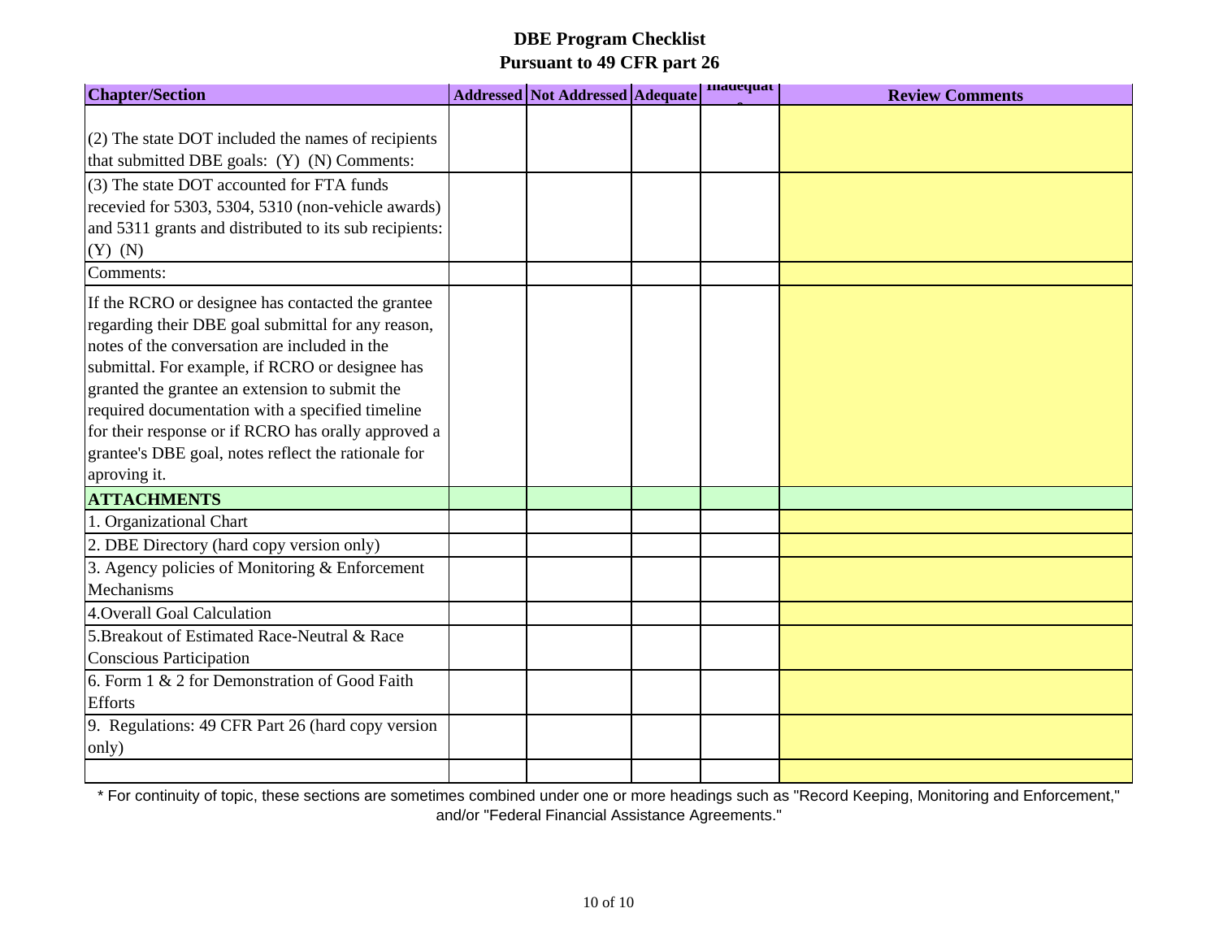# DBE Program Checklist
## Pursuant to 49 CFR part 26

| Chapter/Section | Addressed | Not Addressed | Adequate | Inadequate | Review Comments |
|---|---|---|---|---|---|
| (2) The state DOT included the names of recipients that submitted DBE goals: (Y) (N) Comments: | | | | | |
| (3) The state DOT accounted for FTA funds recevied for 5303, 5304, 5310 (non-vehicle awards) and 5311 grants and distributed to its sub recipients: (Y) (N) | | | | | |
| Comments: | | | | | |
| If the RCRO or designee has contacted the grantee regarding their DBE goal submittal for any reason, notes of the conversation are included in the submittal. For example, if RCRO or designee has granted the grantee an extension to submit the required documentation with a specified timeline for their response or if RCRO has orally approved a grantee's DBE goal, notes reflect the rationale for aproving it. | | | | | |
| **ATTACHMENTS** | | | | | |
| 1. Organizational Chart | | | | | |
| 2. DBE Directory (hard copy version only) | | | | | |
| 3. Agency policies of Monitoring & Enforcement Mechanisms | | | | | |
| 4.Overall Goal Calculation | | | | | |
| 5.Breakout of Estimated Race-Neutral & Race Conscious Participation | | | | | |
| 6. Form 1 & 2 for Demonstration of Good Faith Efforts | | | | | |
| 9. Regulations: 49 CFR Part 26 (hard copy version only) | | | | | |
| | | | | | |

* For continuity of topic, these sections are sometimes combined under one or more headings such as "Record Keeping, Monitoring and Enforcement," and/or "Federal Financial Assistance Agreements."